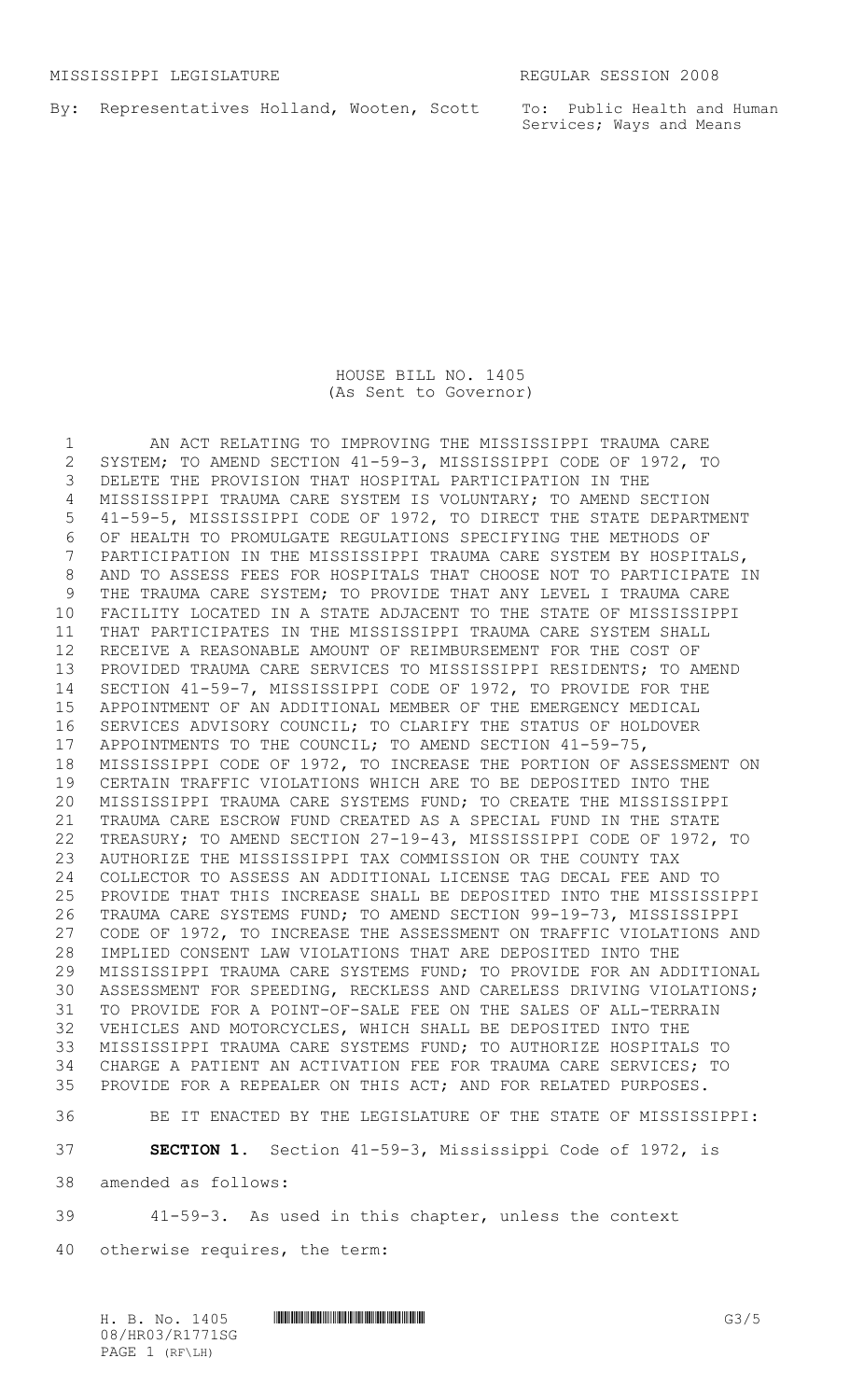MISSISSIPPI LEGISLATURE REGULAR SESSION 2008

By: Representatives Holland, Wooten, Scott

To: Public Health and Human Services; Ways and Means

# HOUSE BILL NO. 1405
(As Sent to Governor)

AN ACT RELATING TO IMPROVING THE MISSISSIPPI TRAUMA CARE SYSTEM; TO AMEND SECTION 41-59-3, MISSISSIPPI CODE OF 1972, TO DELETE THE PROVISION THAT HOSPITAL PARTICIPATION IN THE MISSISSIPPI TRAUMA CARE SYSTEM IS VOLUNTARY; TO AMEND SECTION 41-59-5, MISSISSIPPI CODE OF 1972, TO DIRECT THE STATE DEPARTMENT OF HEALTH TO PROMULGATE REGULATIONS SPECIFYING THE METHODS OF PARTICIPATION IN THE MISSISSIPPI TRAUMA CARE SYSTEM BY HOSPITALS, AND TO ASSESS FEES FOR HOSPITALS THAT CHOOSE NOT TO PARTICIPATE IN THE TRAUMA CARE SYSTEM; TO PROVIDE THAT ANY LEVEL I TRAUMA CARE FACILITY LOCATED IN A STATE ADJACENT TO THE STATE OF MISSISSIPPI THAT PARTICIPATES IN THE MISSISSIPPI TRAUMA CARE SYSTEM SHALL RECEIVE A REASONABLE AMOUNT OF REIMBURSEMENT FOR THE COST OF PROVIDED TRAUMA CARE SERVICES TO MISSISSIPPI RESIDENTS; TO AMEND SECTION 41-59-7, MISSISSIPPI CODE OF 1972, TO PROVIDE FOR THE APPOINTMENT OF AN ADDITIONAL MEMBER OF THE EMERGENCY MEDICAL SERVICES ADVISORY COUNCIL; TO CLARIFY THE STATUS OF HOLDOVER APPOINTMENTS TO THE COUNCIL; TO AMEND SECTION 41-59-75, MISSISSIPPI CODE OF 1972, TO INCREASE THE PORTION OF ASSESSMENT ON CERTAIN TRAFFIC VIOLATIONS WHICH ARE TO BE DEPOSITED INTO THE MISSISSIPPI TRAUMA CARE SYSTEMS FUND; TO CREATE THE MISSISSIPPI TRAUMA CARE ESCROW FUND CREATED AS A SPECIAL FUND IN THE STATE TREASURY; TO AMEND SECTION 27-19-43, MISSISSIPPI CODE OF 1972, TO AUTHORIZE THE MISSISSIPPI TAX COMMISSION OR THE COUNTY TAX COLLECTOR TO ASSESS AN ADDITIONAL LICENSE TAG DECAL FEE AND TO PROVIDE THAT THIS INCREASE SHALL BE DEPOSITED INTO THE MISSISSIPPI TRAUMA CARE SYSTEMS FUND; TO AMEND SECTION 99-19-73, MISSISSIPPI CODE OF 1972, TO INCREASE THE ASSESSMENT ON TRAFFIC VIOLATIONS AND IMPLIED CONSENT LAW VIOLATIONS THAT ARE DEPOSITED INTO THE MISSISSIPPI TRAUMA CARE SYSTEMS FUND; TO PROVIDE FOR AN ADDITIONAL ASSESSMENT FOR SPEEDING, RECKLESS AND CARELESS DRIVING VIOLATIONS; TO PROVIDE FOR A POINT-OF-SALE FEE ON THE SALES OF ALL-TERRAIN VEHICLES AND MOTORCYCLES, WHICH SHALL BE DEPOSITED INTO THE MISSISSIPPI TRAUMA CARE SYSTEMS FUND; TO AUTHORIZE HOSPITALS TO CHARGE A PATIENT AN ACTIVATION FEE FOR TRAUMA CARE SERVICES; TO PROVIDE FOR A REPEALER ON THIS ACT; AND FOR RELATED PURPOSES.

BE IT ENACTED BY THE LEGISLATURE OF THE STATE OF MISSISSIPPI:

**SECTION 1.** Section 41-59-3, Mississippi Code of 1972, is amended as follows:

41-59-3. As used in this chapter, unless the context otherwise requires, the term: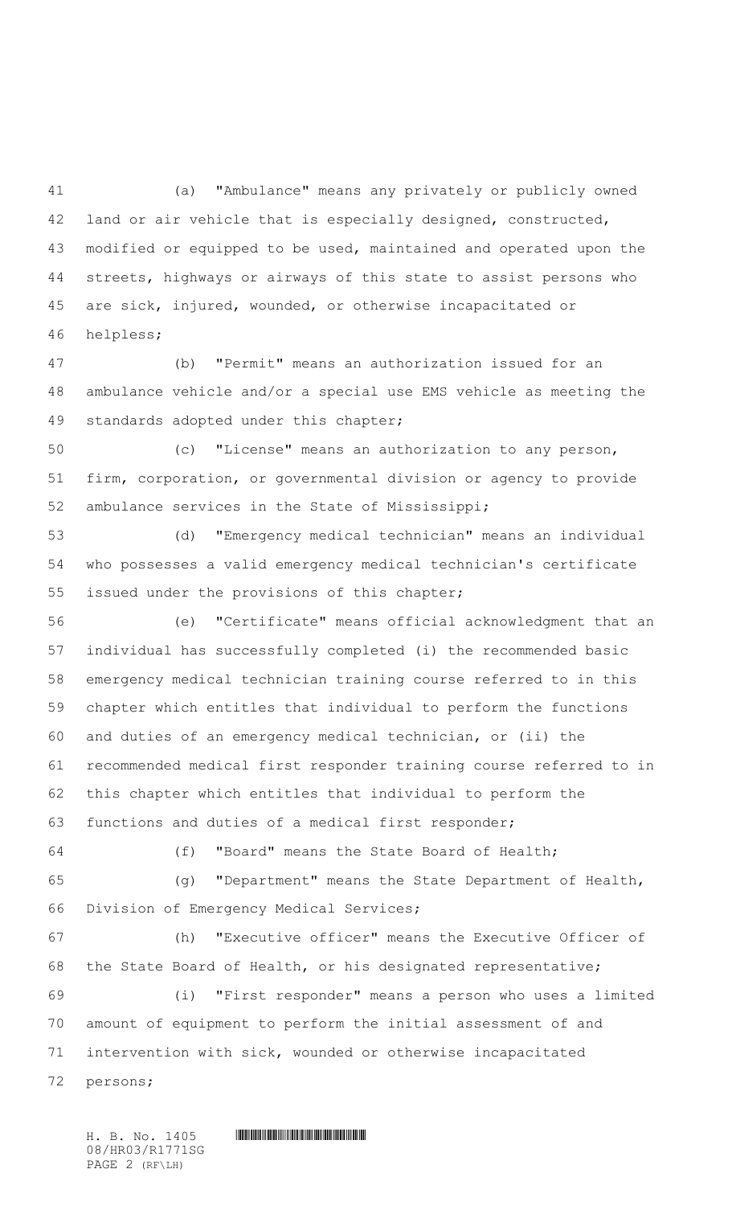(a) "Ambulance" means any privately or publicly owned land or air vehicle that is especially designed, constructed, modified or equipped to be used, maintained and operated upon the streets, highways or airways of this state to assist persons who are sick, injured, wounded, or otherwise incapacitated or helpless;

(b) "Permit" means an authorization issued for an ambulance vehicle and/or a special use EMS vehicle as meeting the standards adopted under this chapter;

(c) "License" means an authorization to any person, firm, corporation, or governmental division or agency to provide ambulance services in the State of Mississippi;

(d) "Emergency medical technician" means an individual who possesses a valid emergency medical technician's certificate issued under the provisions of this chapter;

(e) "Certificate" means official acknowledgment that an individual has successfully completed (i) the recommended basic emergency medical technician training course referred to in this chapter which entitles that individual to perform the functions and duties of an emergency medical technician, or (ii) the recommended medical first responder training course referred to in this chapter which entitles that individual to perform the functions and duties of a medical first responder;

(f) "Board" means the State Board of Health;

(g) "Department" means the State Department of Health, Division of Emergency Medical Services;

(h) "Executive officer" means the Executive Officer of the State Board of Health, or his designated representative;

(i) "First responder" means a person who uses a limited amount of equipment to perform the initial assessment of and intervention with sick, wounded or otherwise incapacitated persons;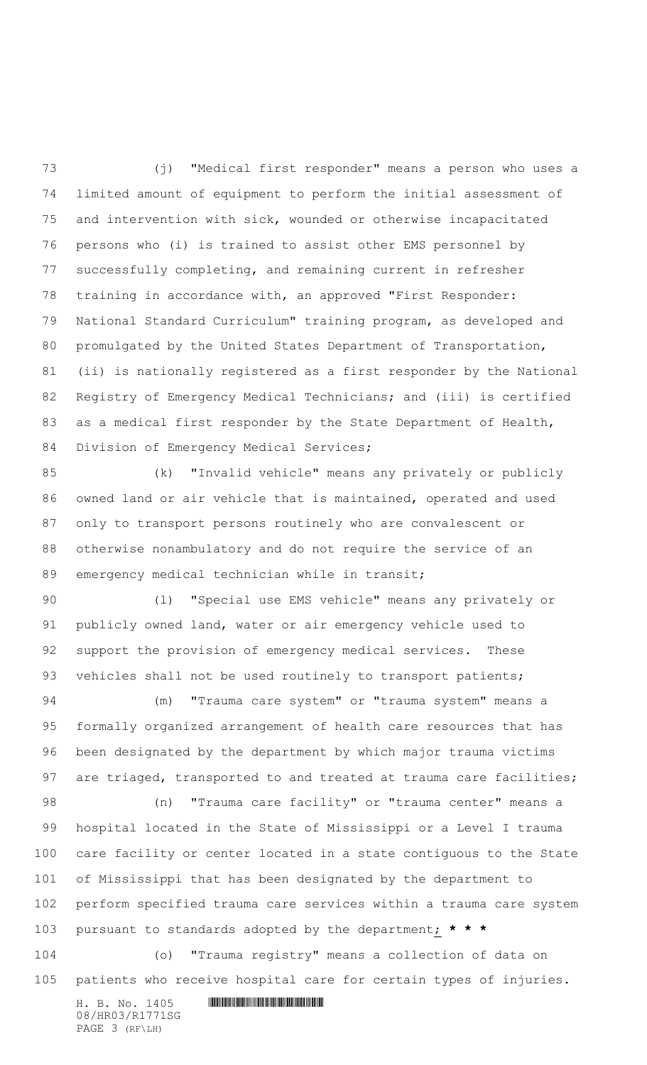(j) "Medical first responder" means a person who uses a limited amount of equipment to perform the initial assessment of and intervention with sick, wounded or otherwise incapacitated persons who (i) is trained to assist other EMS personnel by successfully completing, and remaining current in refresher training in accordance with, an approved "First Responder: National Standard Curriculum" training program, as developed and promulgated by the United States Department of Transportation, (ii) is nationally registered as a first responder by the National Registry of Emergency Medical Technicians; and (iii) is certified as a medical first responder by the State Department of Health, Division of Emergency Medical Services;

(k) "Invalid vehicle" means any privately or publicly owned land or air vehicle that is maintained, operated and used only to transport persons routinely who are convalescent or otherwise nonambulatory and do not require the service of an emergency medical technician while in transit;

(l) "Special use EMS vehicle" means any privately or publicly owned land, water or air emergency vehicle used to support the provision of emergency medical services. These vehicles shall not be used routinely to transport patients;

(m) "Trauma care system" or "trauma system" means a formally organized arrangement of health care resources that has been designated by the department by which major trauma victims are triaged, transported to and treated at trauma care facilities;

(n) "Trauma care facility" or "trauma center" means a hospital located in the State of Mississippi or a Level I trauma care facility or center located in a state contiguous to the State of Mississippi that has been designated by the department to perform specified trauma care services within a trauma care system pursuant to standards adopted by the department; **\* \* \***

(o) "Trauma registry" means a collection of data on patients who receive hospital care for certain types of injuries.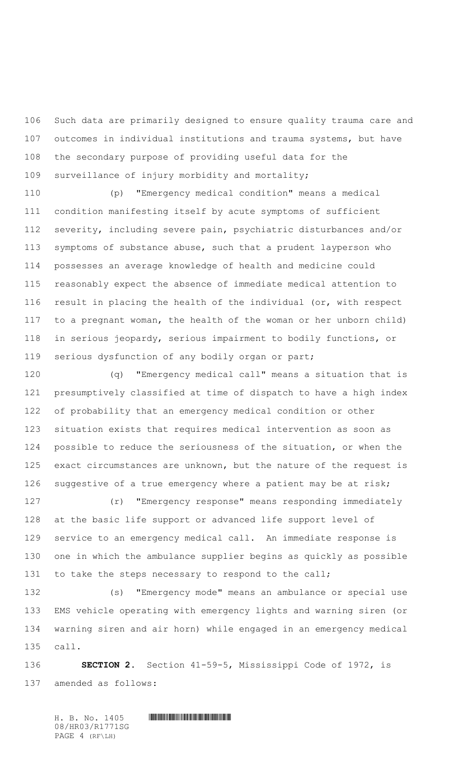Such data are primarily designed to ensure quality trauma care and outcomes in individual institutions and trauma systems, but have the secondary purpose of providing useful data for the surveillance of injury morbidity and mortality;

(p) "Emergency medical condition" means a medical condition manifesting itself by acute symptoms of sufficient severity, including severe pain, psychiatric disturbances and/or symptoms of substance abuse, such that a prudent layperson who possesses an average knowledge of health and medicine could reasonably expect the absence of immediate medical attention to result in placing the health of the individual (or, with respect to a pregnant woman, the health of the woman or her unborn child) in serious jeopardy, serious impairment to bodily functions, or serious dysfunction of any bodily organ or part;

(q) "Emergency medical call" means a situation that is presumptively classified at time of dispatch to have a high index of probability that an emergency medical condition or other situation exists that requires medical intervention as soon as possible to reduce the seriousness of the situation, or when the exact circumstances are unknown, but the nature of the request is suggestive of a true emergency where a patient may be at risk;

(r) "Emergency response" means responding immediately at the basic life support or advanced life support level of service to an emergency medical call. An immediate response is one in which the ambulance supplier begins as quickly as possible to take the steps necessary to respond to the call;

(s) "Emergency mode" means an ambulance or special use EMS vehicle operating with emergency lights and warning siren (or warning siren and air horn) while engaged in an emergency medical call.

**SECTION 2.** Section 41-59-5, Mississippi Code of 1972, is amended as follows: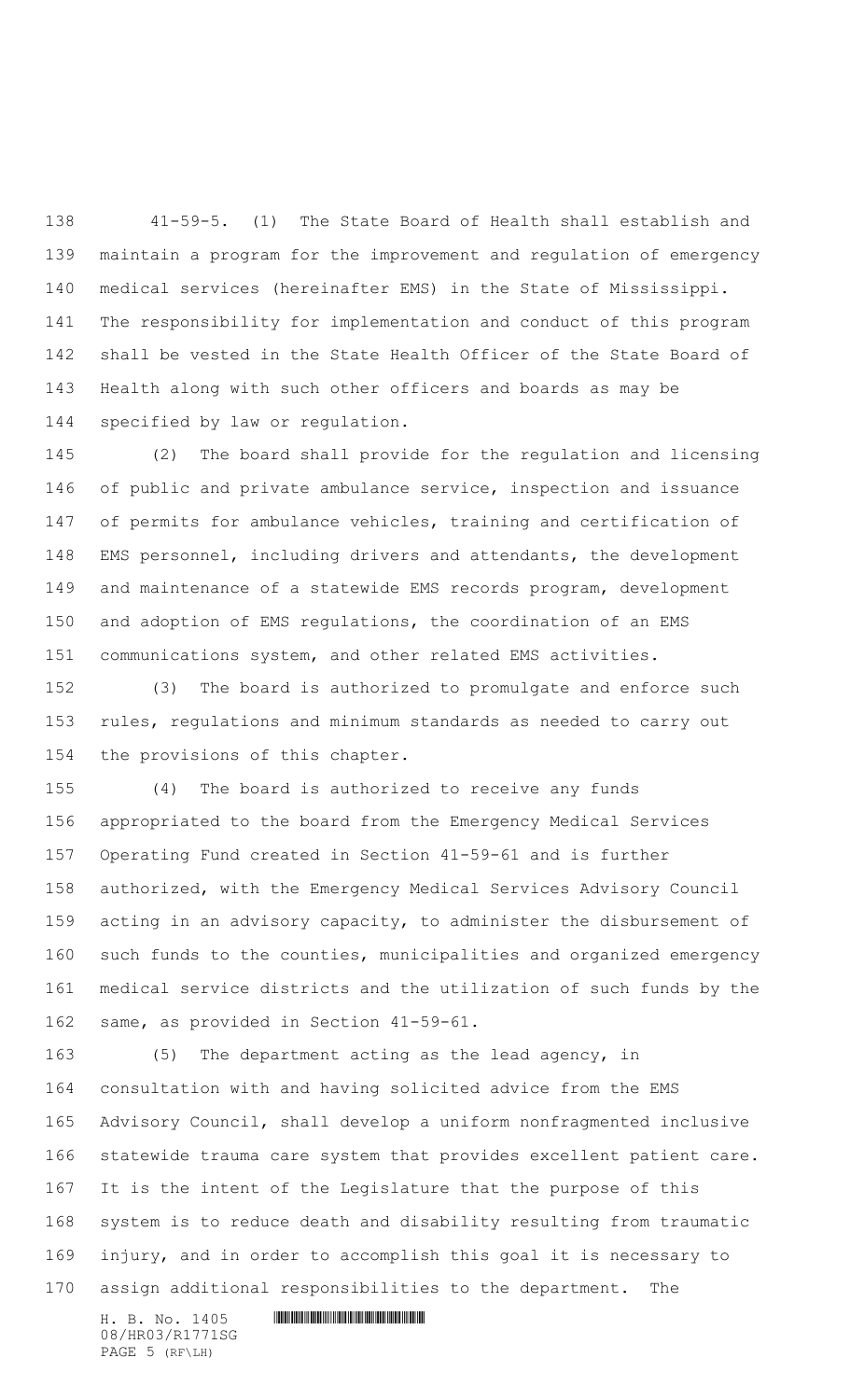41-59-5. (1) The State Board of Health shall establish and maintain a program for the improvement and regulation of emergency medical services (hereinafter EMS) in the State of Mississippi. The responsibility for implementation and conduct of this program shall be vested in the State Health Officer of the State Board of Health along with such other officers and boards as may be specified by law or regulation.

(2) The board shall provide for the regulation and licensing of public and private ambulance service, inspection and issuance of permits for ambulance vehicles, training and certification of EMS personnel, including drivers and attendants, the development and maintenance of a statewide EMS records program, development and adoption of EMS regulations, the coordination of an EMS communications system, and other related EMS activities.

(3) The board is authorized to promulgate and enforce such rules, regulations and minimum standards as needed to carry out the provisions of this chapter.

(4) The board is authorized to receive any funds appropriated to the board from the Emergency Medical Services Operating Fund created in Section 41-59-61 and is further authorized, with the Emergency Medical Services Advisory Council acting in an advisory capacity, to administer the disbursement of such funds to the counties, municipalities and organized emergency medical service districts and the utilization of such funds by the same, as provided in Section 41-59-61.

(5) The department acting as the lead agency, in consultation with and having solicited advice from the EMS Advisory Council, shall develop a uniform nonfragmented inclusive statewide trauma care system that provides excellent patient care. It is the intent of the Legislature that the purpose of this system is to reduce death and disability resulting from traumatic injury, and in order to accomplish this goal it is necessary to assign additional responsibilities to the department. The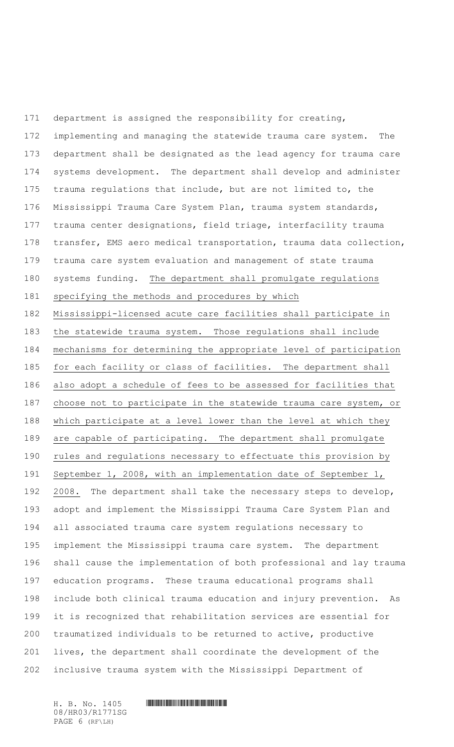department is assigned the responsibility for creating, implementing and managing the statewide trauma care system. The department shall be designated as the lead agency for trauma care systems development. The department shall develop and administer trauma regulations that include, but are not limited to, the Mississippi Trauma Care System Plan, trauma system standards, trauma center designations, field triage, interfacility trauma transfer, EMS aero medical transportation, trauma data collection, trauma care system evaluation and management of state trauma systems funding. <u>The department shall promulgate regulations specifying the methods and procedures by which Mississippi-licensed acute care facilities shall participate in the statewide trauma system. Those regulations shall include mechanisms for determining the appropriate level of participation for each facility or class of facilities. The department shall also adopt a schedule of fees to be assessed for facilities that choose not to participate in the statewide trauma care system, or which participate at a level lower than the level at which they are capable of participating. The department shall promulgate rules and regulations necessary to effectuate this provision by September 1, 2008, with an implementation date of September 1, 2008.</u> The department shall take the necessary steps to develop, adopt and implement the Mississippi Trauma Care System Plan and all associated trauma care system regulations necessary to implement the Mississippi trauma care system. The department shall cause the implementation of both professional and lay trauma education programs. These trauma educational programs shall include both clinical trauma education and injury prevention. As it is recognized that rehabilitation services are essential for traumatized individuals to be returned to active, productive lives, the department shall coordinate the development of the inclusive trauma system with the Mississippi Department of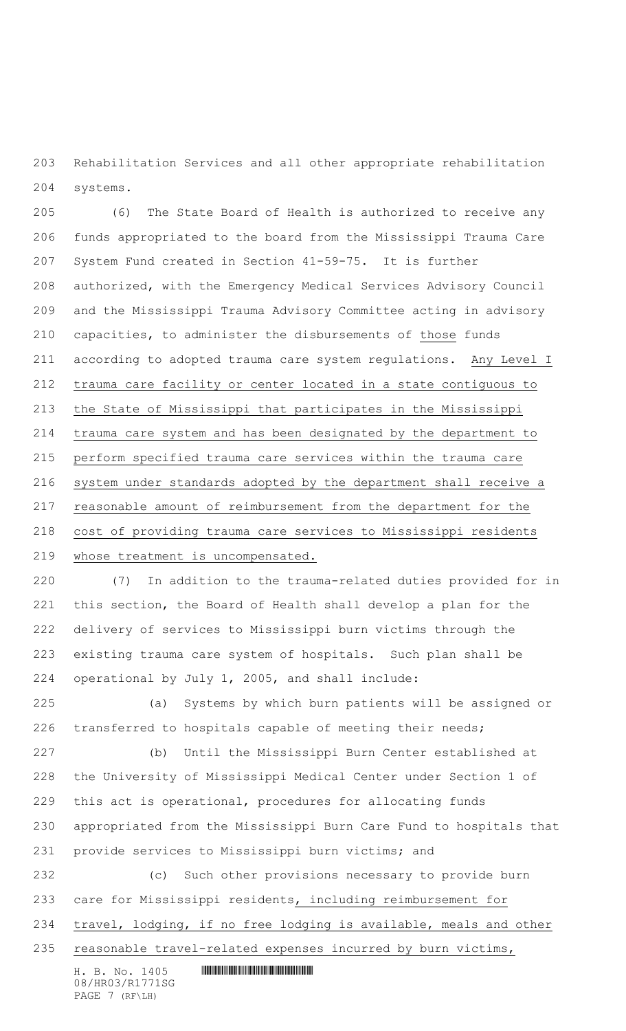Rehabilitation Services and all other appropriate rehabilitation systems.

(6) The State Board of Health is authorized to receive any funds appropriated to the board from the Mississippi Trauma Care System Fund created in Section 41-59-75. It is further authorized, with the Emergency Medical Services Advisory Council and the Mississippi Trauma Advisory Committee acting in advisory capacities, to administer the disbursements of those funds according to adopted trauma care system regulations. Any Level I trauma care facility or center located in a state contiguous to the State of Mississippi that participates in the Mississippi trauma care system and has been designated by the department to perform specified trauma care services within the trauma care system under standards adopted by the department shall receive a reasonable amount of reimbursement from the department for the cost of providing trauma care services to Mississippi residents whose treatment is uncompensated.

(7) In addition to the trauma-related duties provided for in this section, the Board of Health shall develop a plan for the delivery of services to Mississippi burn victims through the existing trauma care system of hospitals. Such plan shall be operational by July 1, 2005, and shall include:

(a) Systems by which burn patients will be assigned or transferred to hospitals capable of meeting their needs;

(b) Until the Mississippi Burn Center established at the University of Mississippi Medical Center under Section 1 of this act is operational, procedures for allocating funds appropriated from the Mississippi Burn Care Fund to hospitals that provide services to Mississippi burn victims; and

(c) Such other provisions necessary to provide burn care for Mississippi residents, including reimbursement for travel, lodging, if no free lodging is available, meals and other reasonable travel-related expenses incurred by burn victims,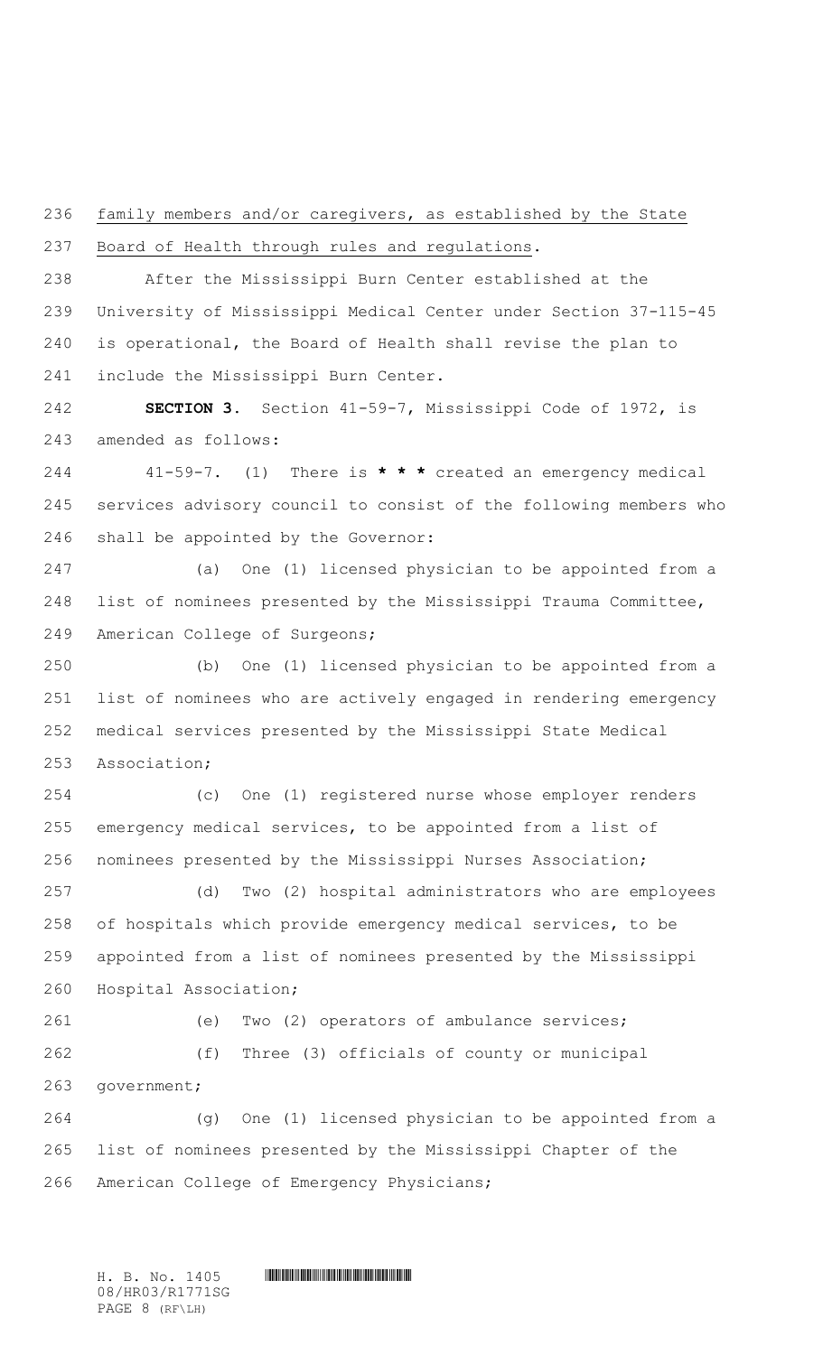family members and/or caregivers, as established by the State Board of Health through rules and regulations.

After the Mississippi Burn Center established at the University of Mississippi Medical Center under Section 37-115-45 is operational, the Board of Health shall revise the plan to include the Mississippi Burn Center.

**SECTION 3.** Section 41-59-7, Mississippi Code of 1972, is amended as follows:

41-59-7. (1) There is *** * *** created an emergency medical services advisory council to consist of the following members who shall be appointed by the Governor:

(a) One (1) licensed physician to be appointed from a list of nominees presented by the Mississippi Trauma Committee, American College of Surgeons;

(b) One (1) licensed physician to be appointed from a list of nominees who are actively engaged in rendering emergency medical services presented by the Mississippi State Medical Association;

(c) One (1) registered nurse whose employer renders emergency medical services, to be appointed from a list of nominees presented by the Mississippi Nurses Association;

(d) Two (2) hospital administrators who are employees of hospitals which provide emergency medical services, to be appointed from a list of nominees presented by the Mississippi Hospital Association;

(e) Two (2) operators of ambulance services;

(f) Three (3) officials of county or municipal government;

(g) One (1) licensed physician to be appointed from a list of nominees presented by the Mississippi Chapter of the American College of Emergency Physicians;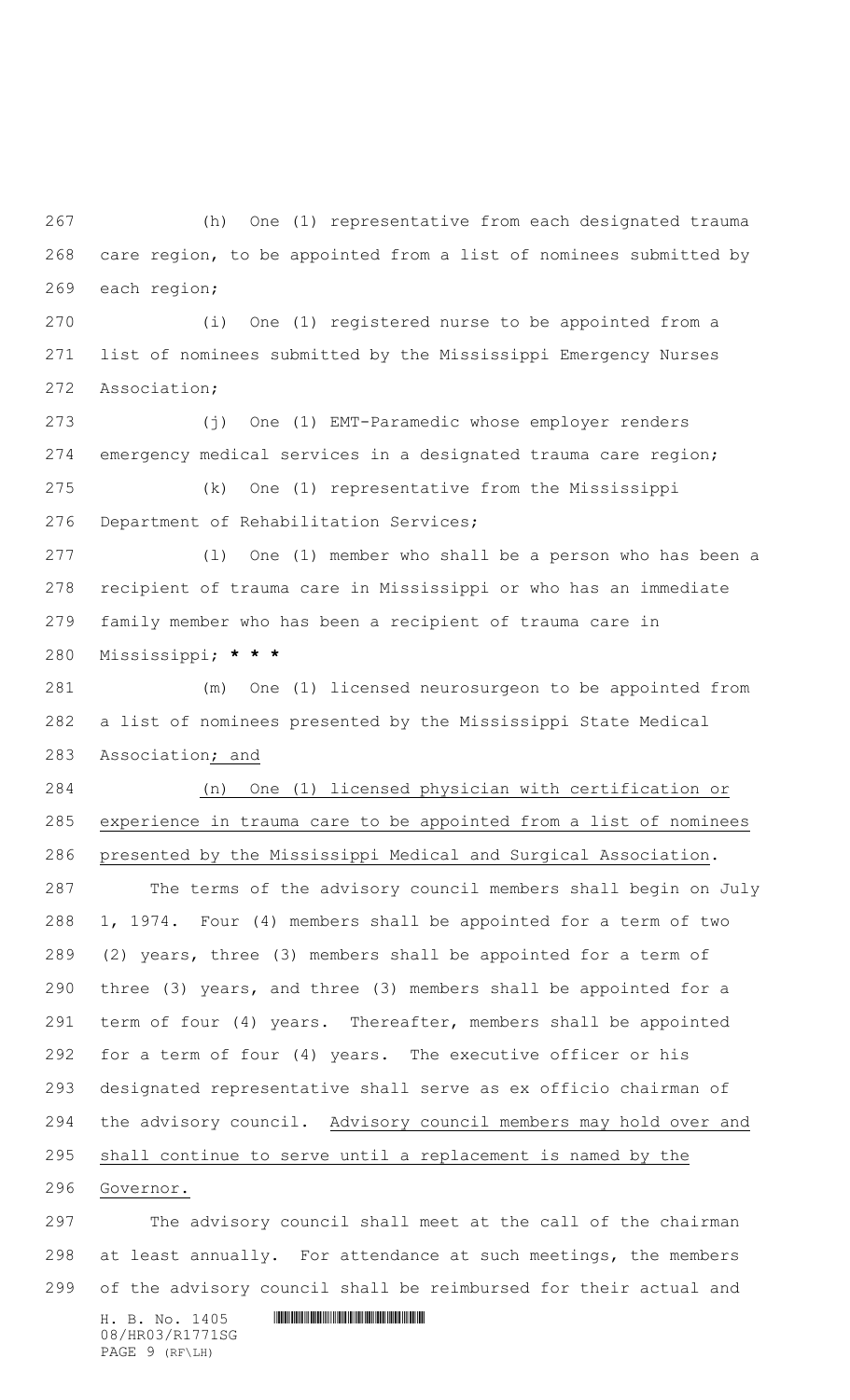(h) One (1) representative from each designated trauma care region, to be appointed from a list of nominees submitted by each region;

(i) One (1) registered nurse to be appointed from a list of nominees submitted by the Mississippi Emergency Nurses Association;

(j) One (1) EMT-Paramedic whose employer renders emergency medical services in a designated trauma care region;

(k) One (1) representative from the Mississippi Department of Rehabilitation Services;

(l) One (1) member who shall be a person who has been a recipient of trauma care in Mississippi or who has an immediate family member who has been a recipient of trauma care in Mississippi; * * *

(m) One (1) licensed neurosurgeon to be appointed from a list of nominees presented by the Mississippi State Medical Association; and

(n) One (1) licensed physician with certification or experience in trauma care to be appointed from a list of nominees presented by the Mississippi Medical and Surgical Association.

The terms of the advisory council members shall begin on July 1, 1974. Four (4) members shall be appointed for a term of two (2) years, three (3) members shall be appointed for a term of three (3) years, and three (3) members shall be appointed for a term of four (4) years. Thereafter, members shall be appointed for a term of four (4) years. The executive officer or his designated representative shall serve as ex officio chairman of the advisory council. Advisory council members may hold over and shall continue to serve until a replacement is named by the Governor.

The advisory council shall meet at the call of the chairman at least annually. For attendance at such meetings, the members of the advisory council shall be reimbursed for their actual and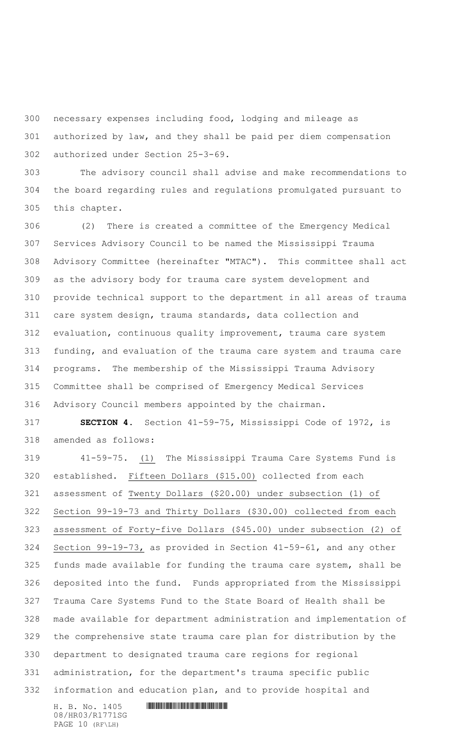necessary expenses including food, lodging and mileage as authorized by law, and they shall be paid per diem compensation authorized under Section 25-3-69.

The advisory council shall advise and make recommendations to the board regarding rules and regulations promulgated pursuant to this chapter.

(2) There is created a committee of the Emergency Medical Services Advisory Council to be named the Mississippi Trauma Advisory Committee (hereinafter "MTAC"). This committee shall act as the advisory body for trauma care system development and provide technical support to the department in all areas of trauma care system design, trauma standards, data collection and evaluation, continuous quality improvement, trauma care system funding, and evaluation of the trauma care system and trauma care programs. The membership of the Mississippi Trauma Advisory Committee shall be comprised of Emergency Medical Services Advisory Council members appointed by the chairman.

**SECTION 4.** Section 41-59-75, Mississippi Code of 1972, is amended as follows:

41-59-75. (1) The Mississippi Trauma Care Systems Fund is established. Fifteen Dollars ($15.00) collected from each assessment of Twenty Dollars ($20.00) under subsection (1) of Section 99-19-73 and Thirty Dollars ($30.00) collected from each assessment of Forty-five Dollars ($45.00) under subsection (2) of Section 99-19-73, as provided in Section 41-59-61, and any other funds made available for funding the trauma care system, shall be deposited into the fund. Funds appropriated from the Mississippi Trauma Care Systems Fund to the State Board of Health shall be made available for department administration and implementation of the comprehensive state trauma care plan for distribution by the department to designated trauma care regions for regional administration, for the department's trauma specific public information and education plan, and to provide hospital and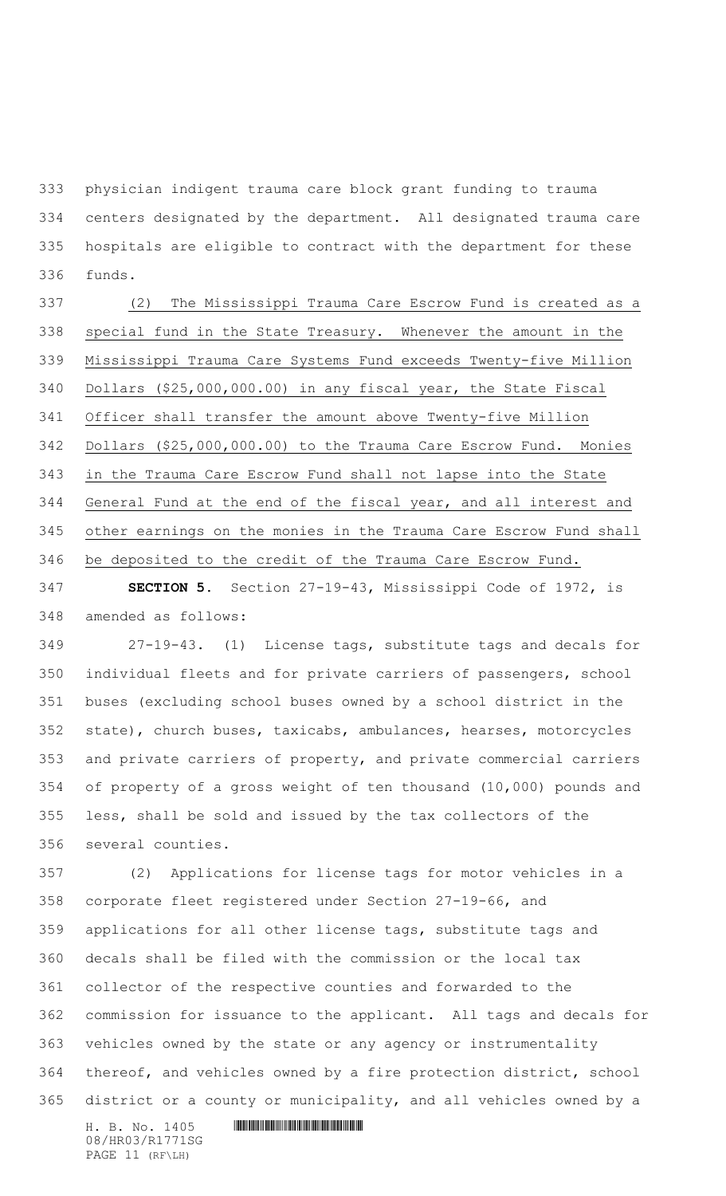physician indigent trauma care block grant funding to trauma centers designated by the department. All designated trauma care hospitals are eligible to contract with the department for these funds.

(2) The Mississippi Trauma Care Escrow Fund is created as a special fund in the State Treasury. Whenever the amount in the Mississippi Trauma Care Systems Fund exceeds Twenty-five Million Dollars ($25,000,000.00) in any fiscal year, the State Fiscal Officer shall transfer the amount above Twenty-five Million Dollars ($25,000,000.00) to the Trauma Care Escrow Fund. Monies in the Trauma Care Escrow Fund shall not lapse into the State General Fund at the end of the fiscal year, and all interest and other earnings on the monies in the Trauma Care Escrow Fund shall be deposited to the credit of the Trauma Care Escrow Fund.

**SECTION 5.** Section 27-19-43, Mississippi Code of 1972, is amended as follows:

27-19-43. (1) License tags, substitute tags and decals for individual fleets and for private carriers of passengers, school buses (excluding school buses owned by a school district in the state), church buses, taxicabs, ambulances, hearses, motorcycles and private carriers of property, and private commercial carriers of property of a gross weight of ten thousand (10,000) pounds and less, shall be sold and issued by the tax collectors of the several counties.

(2) Applications for license tags for motor vehicles in a corporate fleet registered under Section 27-19-66, and applications for all other license tags, substitute tags and decals shall be filed with the commission or the local tax collector of the respective counties and forwarded to the commission for issuance to the applicant. All tags and decals for vehicles owned by the state or any agency or instrumentality thereof, and vehicles owned by a fire protection district, school district or a county or municipality, and all vehicles owned by a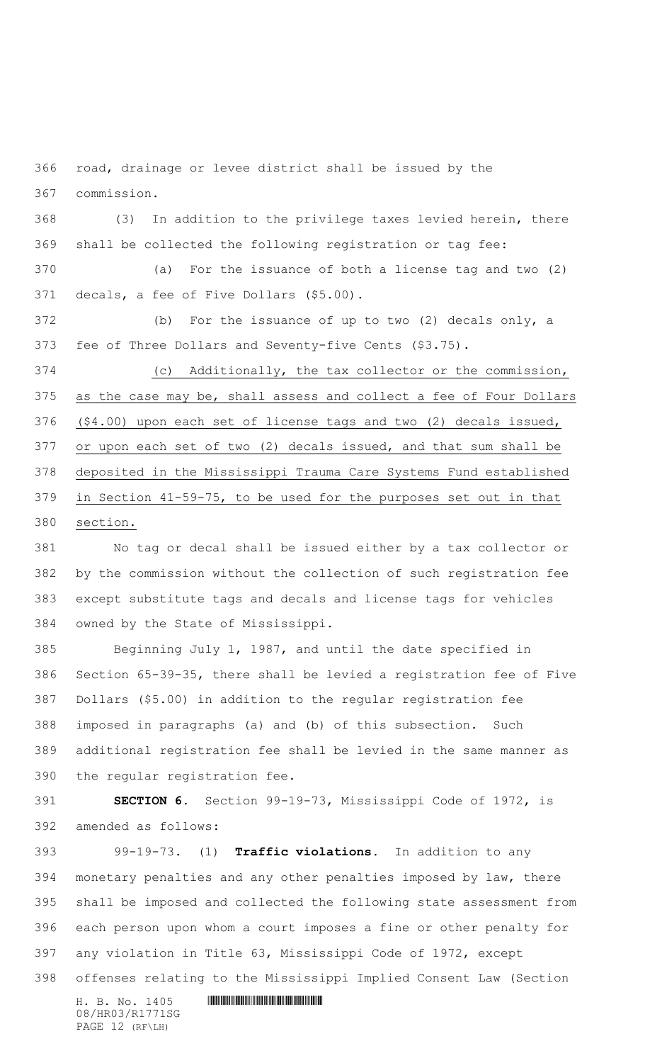road, drainage or levee district shall be issued by the commission.

(3) In addition to the privilege taxes levied herein, there shall be collected the following registration or tag fee:

(a) For the issuance of both a license tag and two (2) decals, a fee of Five Dollars ($5.00).

(b) For the issuance of up to two (2) decals only, a fee of Three Dollars and Seventy-five Cents ($3.75).

(c) Additionally, the tax collector or the commission, as the case may be, shall assess and collect a fee of Four Dollars ($4.00) upon each set of license tags and two (2) decals issued, or upon each set of two (2) decals issued, and that sum shall be deposited in the Mississippi Trauma Care Systems Fund established in Section 41-59-75, to be used for the purposes set out in that section.

No tag or decal shall be issued either by a tax collector or by the commission without the collection of such registration fee except substitute tags and decals and license tags for vehicles owned by the State of Mississippi.

Beginning July 1, 1987, and until the date specified in Section 65-39-35, there shall be levied a registration fee of Five Dollars ($5.00) in addition to the regular registration fee imposed in paragraphs (a) and (b) of this subsection. Such additional registration fee shall be levied in the same manner as the regular registration fee.

**SECTION 6.** Section 99-19-73, Mississippi Code of 1972, is amended as follows:

99-19-73. (1) **Traffic violations.** In addition to any monetary penalties and any other penalties imposed by law, there shall be imposed and collected the following state assessment from each person upon whom a court imposes a fine or other penalty for any violation in Title 63, Mississippi Code of 1972, except offenses relating to the Mississippi Implied Consent Law (Section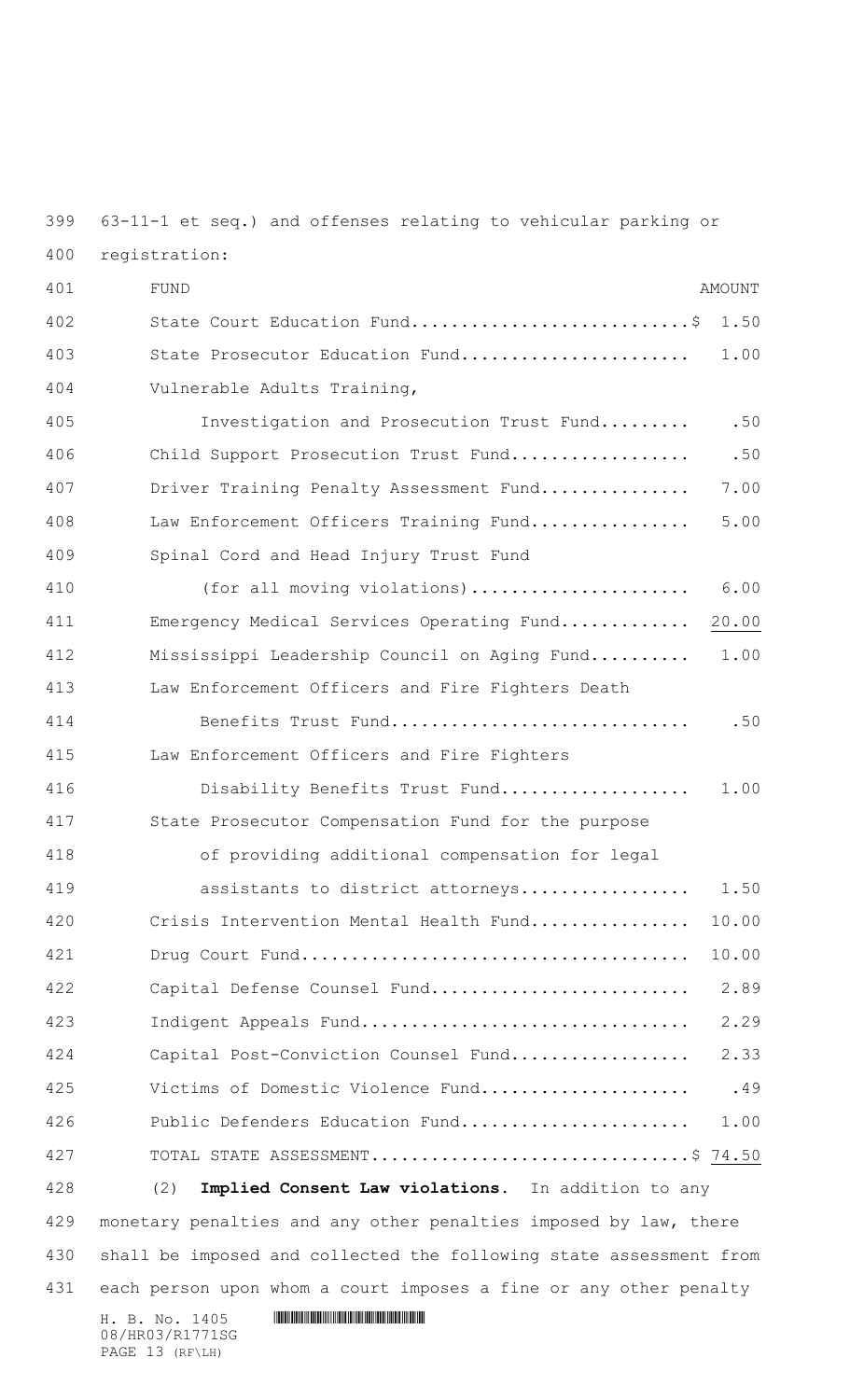63-11-1 et seq.) and offenses relating to vehicular parking or registration:

| FUND | AMOUNT |
|---|---|
| State Court Education Fund | $ 1.50 |
| State Prosecutor Education Fund | 1.00 |
| Vulnerable Adults Training, Investigation and Prosecution Trust Fund | .50 |
| Child Support Prosecution Trust Fund | .50 |
| Driver Training Penalty Assessment Fund | 7.00 |
| Law Enforcement Officers Training Fund | 5.00 |
| Spinal Cord and Head Injury Trust Fund (for all moving violations) | 6.00 |
| Emergency Medical Services Operating Fund | 20.00 |
| Mississippi Leadership Council on Aging Fund | 1.00 |
| Law Enforcement Officers and Fire Fighters Death Benefits Trust Fund | .50 |
| Law Enforcement Officers and Fire Fighters Disability Benefits Trust Fund | 1.00 |
| State Prosecutor Compensation Fund for the purpose of providing additional compensation for legal assistants to district attorneys | 1.50 |
| Crisis Intervention Mental Health Fund | 10.00 |
| Drug Court Fund | 10.00 |
| Capital Defense Counsel Fund | 2.89 |
| Indigent Appeals Fund | 2.29 |
| Capital Post-Conviction Counsel Fund | 2.33 |
| Victims of Domestic Violence Fund | .49 |
| Public Defenders Education Fund | 1.00 |
| TOTAL STATE ASSESSMENT | $ 74.50 |

(2) **Implied Consent Law violations.** In addition to any monetary penalties and any other penalties imposed by law, there shall be imposed and collected the following state assessment from each person upon whom a court imposes a fine or any other penalty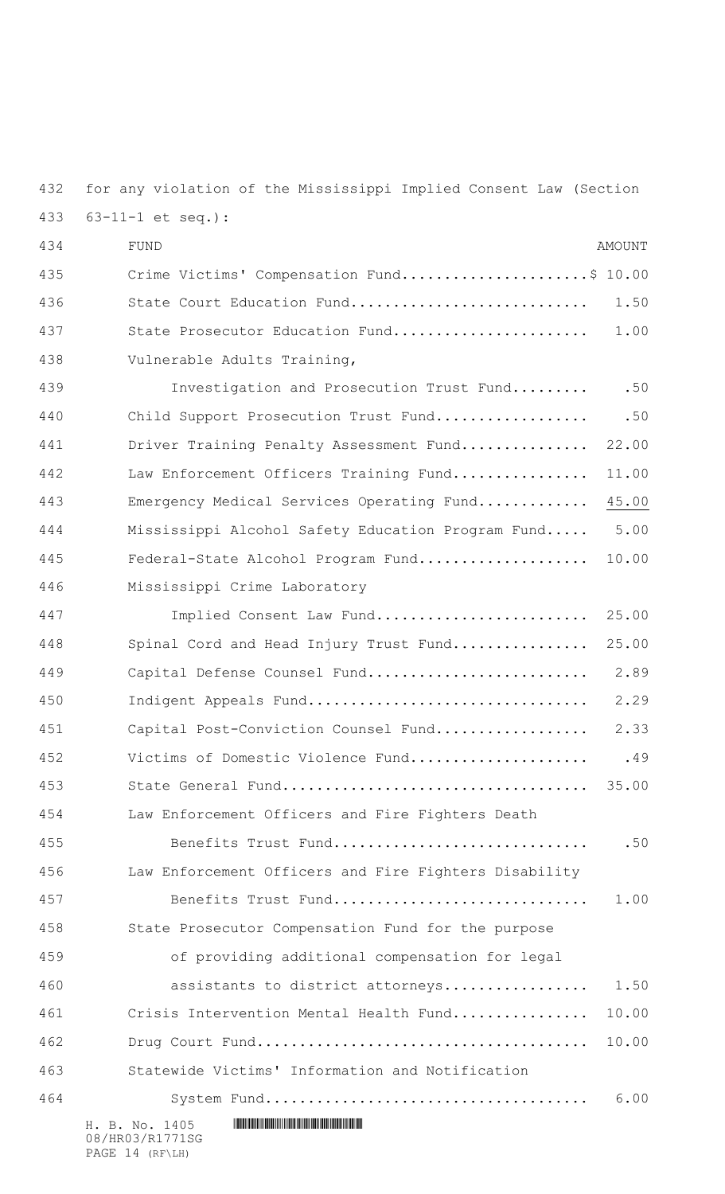for any violation of the Mississippi Implied Consent Law (Section 63-11-1 et seq.):

| FUND | AMOUNT |
|---|---|
| Crime Victims' Compensation Fund | $ 10.00 |
| State Court Education Fund | 1.50 |
| State Prosecutor Education Fund | 1.00 |
| Vulnerable Adults Training, Investigation and Prosecution Trust Fund | .50 |
| Child Support Prosecution Trust Fund | .50 |
| Driver Training Penalty Assessment Fund | 22.00 |
| Law Enforcement Officers Training Fund | 11.00 |
| Emergency Medical Services Operating Fund | 45.00 |
| Mississippi Alcohol Safety Education Program Fund | 5.00 |
| Federal-State Alcohol Program Fund | 10.00 |
| Mississippi Crime Laboratory Implied Consent Law Fund | 25.00 |
| Spinal Cord and Head Injury Trust Fund | 25.00 |
| Capital Defense Counsel Fund | 2.89 |
| Indigent Appeals Fund | 2.29 |
| Capital Post-Conviction Counsel Fund | 2.33 |
| Victims of Domestic Violence Fund | .49 |
| State General Fund | 35.00 |
| Law Enforcement Officers and Fire Fighters Death Benefits Trust Fund | .50 |
| Law Enforcement Officers and Fire Fighters Disability Benefits Trust Fund | 1.00 |
| State Prosecutor Compensation Fund for the purpose of providing additional compensation for legal assistants to district attorneys | 1.50 |
| Crisis Intervention Mental Health Fund | 10.00 |
| Drug Court Fund | 10.00 |
| Statewide Victims' Information and Notification System Fund | 6.00 |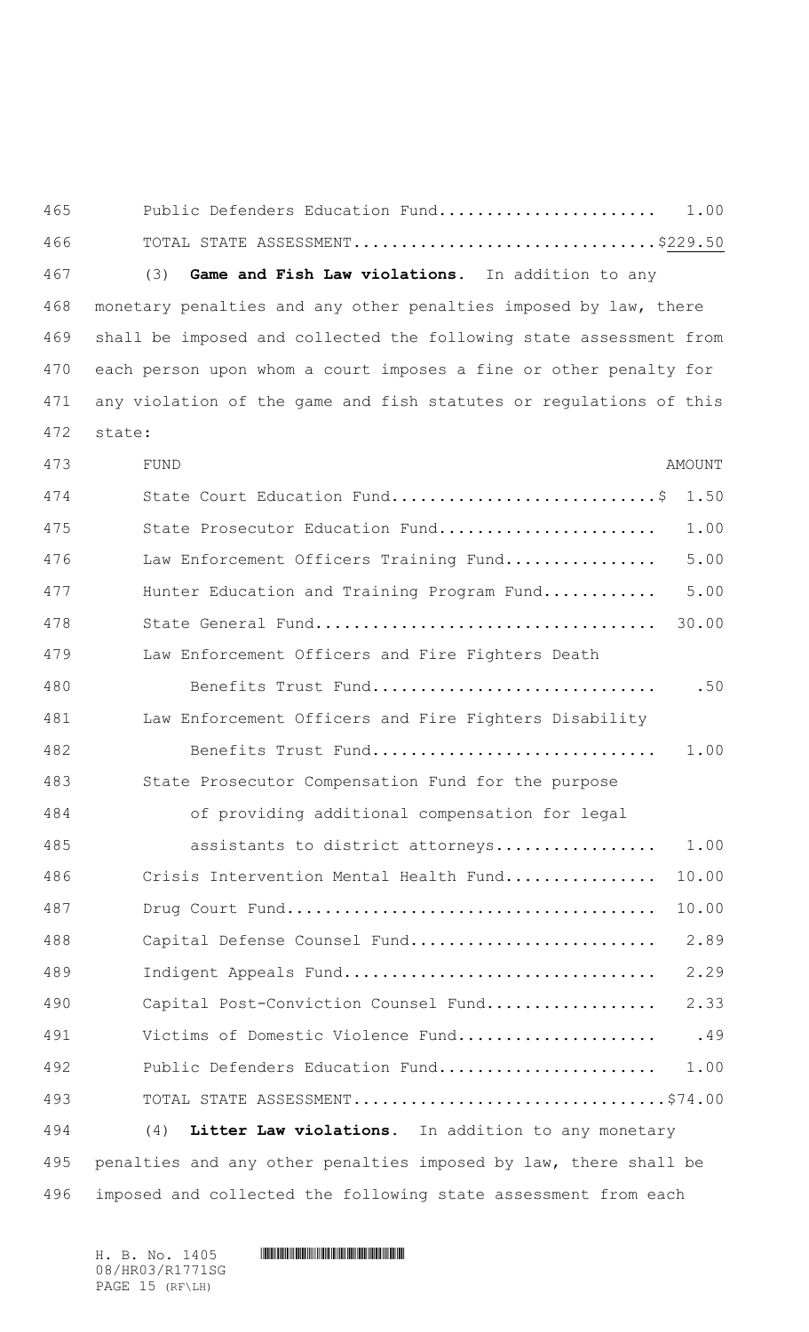| | |
|---|---|
| Public Defenders Education Fund | 1.00 |
| TOTAL STATE ASSESSMENT | $229.50 |

(3) **Game and Fish Law violations.** In addition to any monetary penalties and any other penalties imposed by law, there shall be imposed and collected the following state assessment from each person upon whom a court imposes a fine or other penalty for any violation of the game and fish statutes or regulations of this state:

| FUND | AMOUNT |
|---|---|
| State Court Education Fund | $ 1.50 |
| State Prosecutor Education Fund | 1.00 |
| Law Enforcement Officers Training Fund | 5.00 |
| Hunter Education and Training Program Fund | 5.00 |
| State General Fund | 30.00 |
| Law Enforcement Officers and Fire Fighters Death Benefits Trust Fund | .50 |
| Law Enforcement Officers and Fire Fighters Disability Benefits Trust Fund | 1.00 |
| State Prosecutor Compensation Fund for the purpose of providing additional compensation for legal assistants to district attorneys | 1.00 |
| Crisis Intervention Mental Health Fund | 10.00 |
| Drug Court Fund | 10.00 |
| Capital Defense Counsel Fund | 2.89 |
| Indigent Appeals Fund | 2.29 |
| Capital Post-Conviction Counsel Fund | 2.33 |
| Victims of Domestic Violence Fund | .49 |
| Public Defenders Education Fund | 1.00 |
| TOTAL STATE ASSESSMENT | $74.00 |

(4) **Litter Law violations.** In addition to any monetary penalties and any other penalties imposed by law, there shall be imposed and collected the following state assessment from each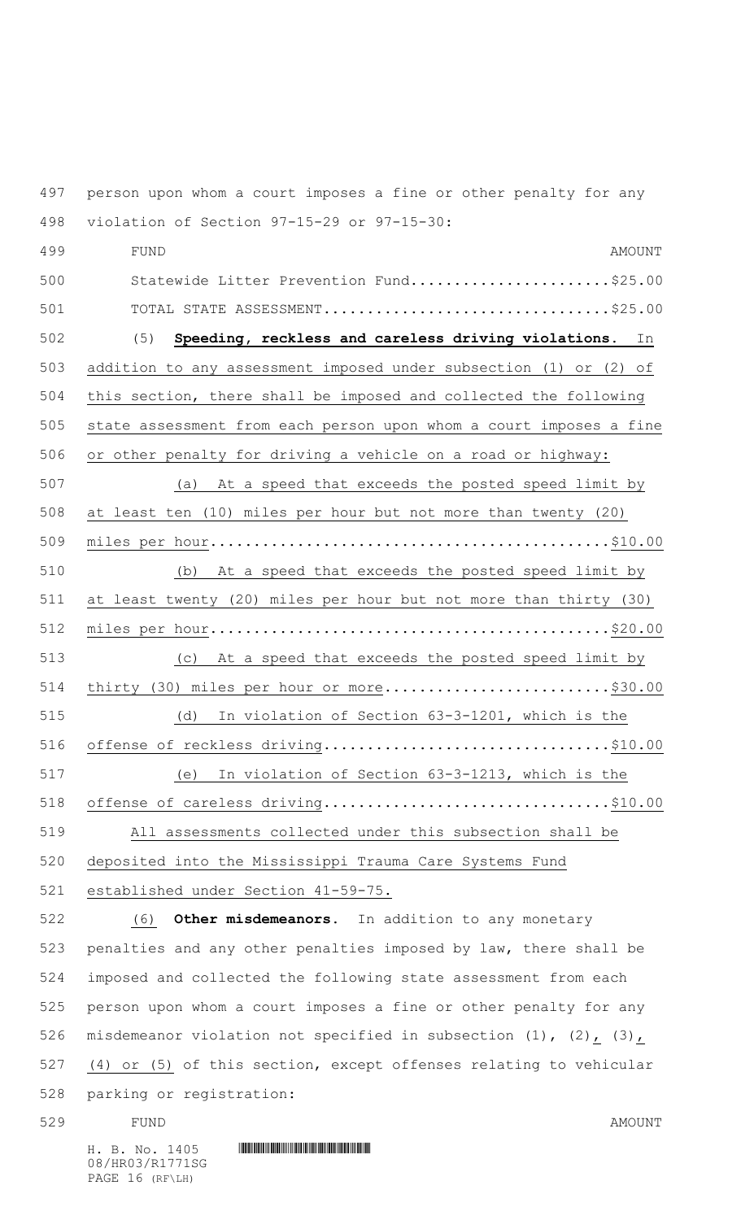person upon whom a court imposes a fine or other penalty for any violation of Section 97-15-29 or 97-15-30:

| FUND | AMOUNT |
|---|---|
| Statewide Litter Prevention Fund | $25.00 |
| TOTAL STATE ASSESSMENT | $25.00 |

(5) **Speeding, reckless and careless driving violations.** In addition to any assessment imposed under subsection (1) or (2) of this section, there shall be imposed and collected the following state assessment from each person upon whom a court imposes a fine or other penalty for driving a vehicle on a road or highway:

(a) At a speed that exceeds the posted speed limit by at least ten (10) miles per hour but not more than twenty (20) miles per hour............................................$10.00

(b) At a speed that exceeds the posted speed limit by at least twenty (20) miles per hour but not more than thirty (30) miles per hour............................................$20.00

(c) At a speed that exceeds the posted speed limit by thirty (30) miles per hour or more..........................$30.00

(d) In violation of Section 63-3-1201, which is the offense of reckless driving................................$10.00

(e) In violation of Section 63-3-1213, which is the offense of careless driving................................$10.00

All assessments collected under this subsection shall be deposited into the Mississippi Trauma Care Systems Fund established under Section 41-59-75.

(6) **Other misdemeanors.** In addition to any monetary penalties and any other penalties imposed by law, there shall be imposed and collected the following state assessment from each person upon whom a court imposes a fine or other penalty for any misdemeanor violation not specified in subsection (1), (2), (3), (4) or (5) of this section, except offenses relating to vehicular parking or registration:

| FUND | AMOUNT |
|---|---|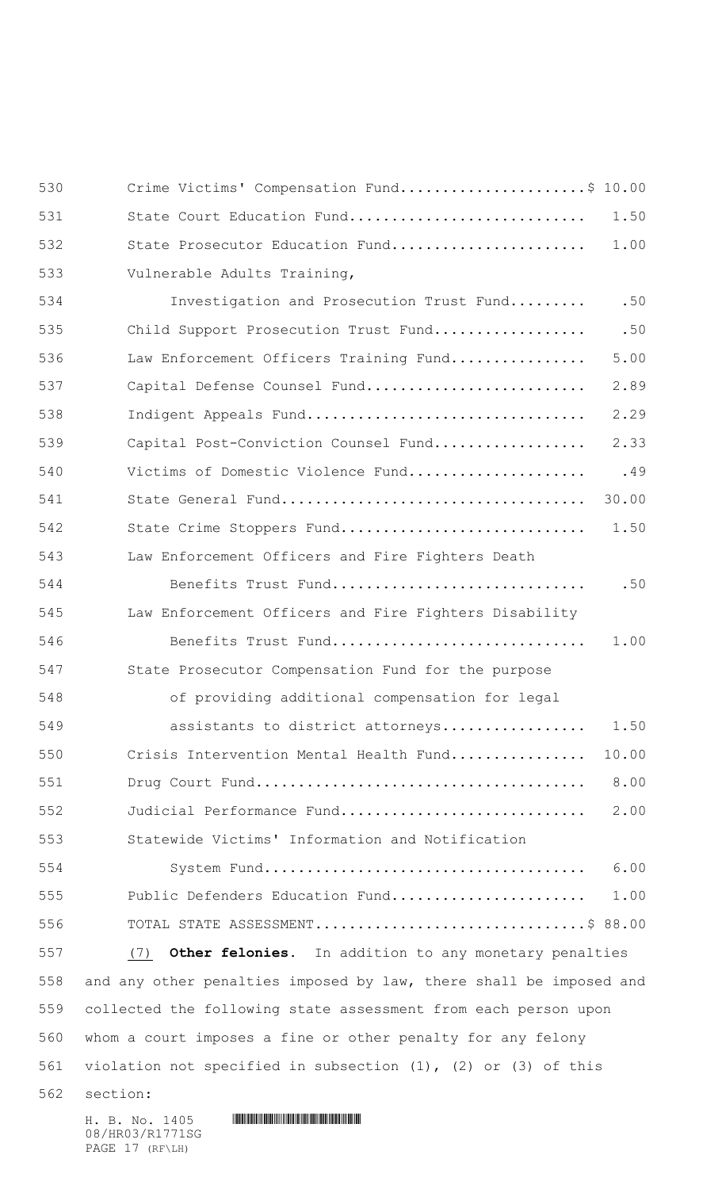| | |
|---|---|
| Crime Victims' Compensation Fund | $ 10.00 |
| State Court Education Fund | 1.50 |
| State Prosecutor Education Fund | 1.00 |
| Vulnerable Adults Training, Investigation and Prosecution Trust Fund | .50 |
| Child Support Prosecution Trust Fund | .50 |
| Law Enforcement Officers Training Fund | 5.00 |
| Capital Defense Counsel Fund | 2.89 |
| Indigent Appeals Fund | 2.29 |
| Capital Post-Conviction Counsel Fund | 2.33 |
| Victims of Domestic Violence Fund | .49 |
| State General Fund | 30.00 |
| State Crime Stoppers Fund | 1.50 |
| Law Enforcement Officers and Fire Fighters Death Benefits Trust Fund | .50 |
| Law Enforcement Officers and Fire Fighters Disability Benefits Trust Fund | 1.00 |
| State Prosecutor Compensation Fund for the purpose of providing additional compensation for legal assistants to district attorneys | 1.50 |
| Crisis Intervention Mental Health Fund | 10.00 |
| Drug Court Fund | 8.00 |
| Judicial Performance Fund | 2.00 |
| Statewide Victims' Information and Notification System Fund | 6.00 |
| Public Defenders Education Fund | 1.00 |
| TOTAL STATE ASSESSMENT | $ 88.00 |

(7) **Other felonies.** In addition to any monetary penalties and any other penalties imposed by law, there shall be imposed and collected the following state assessment from each person upon whom a court imposes a fine or other penalty for any felony violation not specified in subsection (1), (2) or (3) of this section: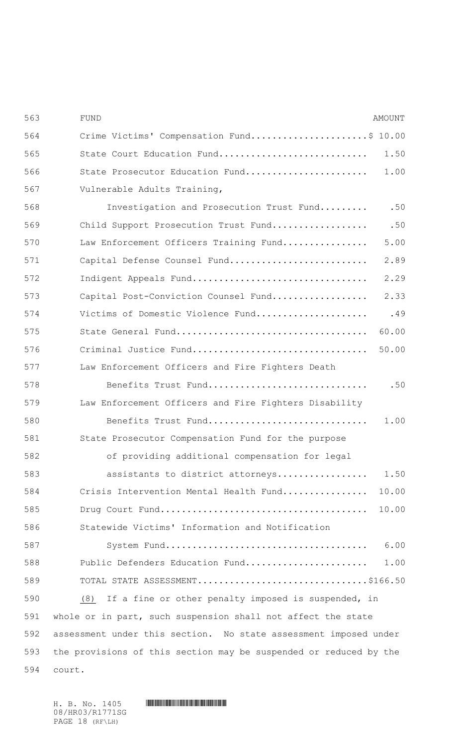| FUND | AMOUNT |
|---|---|
| Crime Victims' Compensation Fund | $ 10.00 |
| State Court Education Fund | 1.50 |
| State Prosecutor Education Fund | 1.00 |
| Vulnerable Adults Training, Investigation and Prosecution Trust Fund | .50 |
| Child Support Prosecution Trust Fund | .50 |
| Law Enforcement Officers Training Fund | 5.00 |
| Capital Defense Counsel Fund | 2.89 |
| Indigent Appeals Fund | 2.29 |
| Capital Post-Conviction Counsel Fund | 2.33 |
| Victims of Domestic Violence Fund | .49 |
| State General Fund | 60.00 |
| Criminal Justice Fund | 50.00 |
| Law Enforcement Officers and Fire Fighters Death Benefits Trust Fund | .50 |
| Law Enforcement Officers and Fire Fighters Disability Benefits Trust Fund | 1.00 |
| State Prosecutor Compensation Fund for the purpose of providing additional compensation for legal assistants to district attorneys | 1.50 |
| Crisis Intervention Mental Health Fund | 10.00 |
| Drug Court Fund | 10.00 |
| Statewide Victims' Information and Notification System Fund | 6.00 |
| Public Defenders Education Fund | 1.00 |
| TOTAL STATE ASSESSMENT | $166.50 |

(8) If a fine or other penalty imposed is suspended, in whole or in part, such suspension shall not affect the state assessment under this section. No state assessment imposed under the provisions of this section may be suspended or reduced by the court.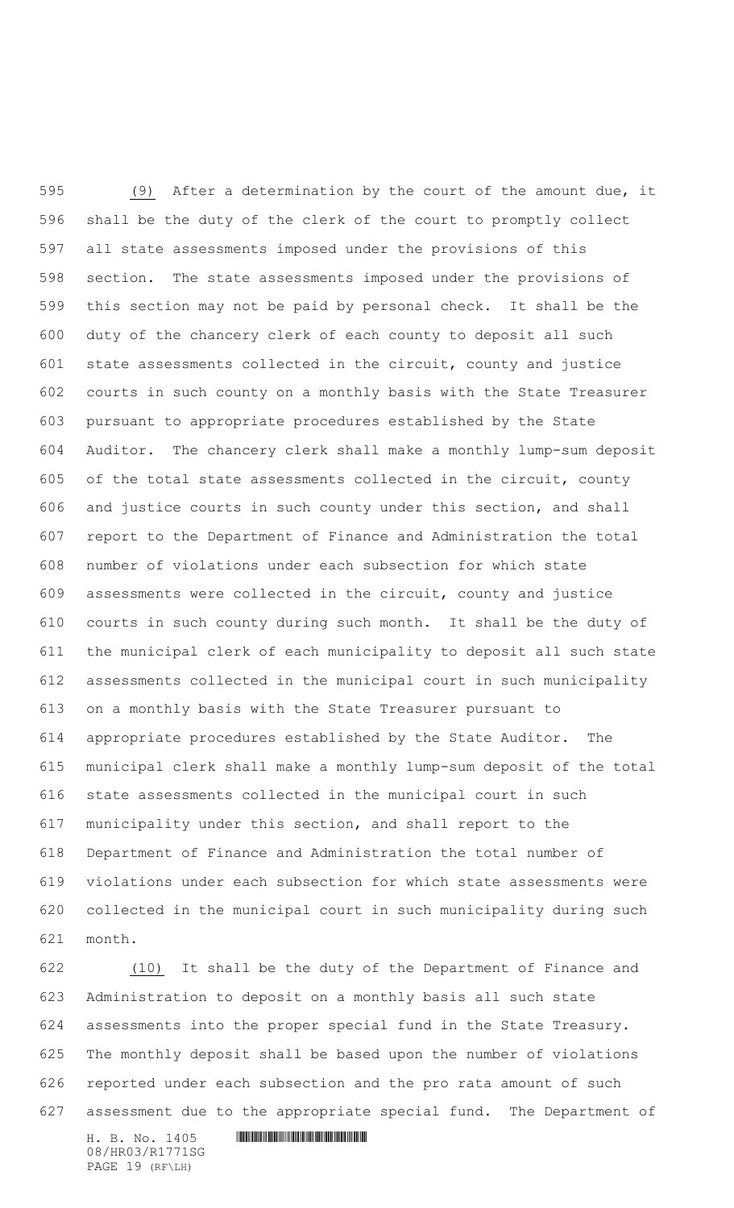(9) After a determination by the court of the amount due, it shall be the duty of the clerk of the court to promptly collect all state assessments imposed under the provisions of this section. The state assessments imposed under the provisions of this section may not be paid by personal check. It shall be the duty of the chancery clerk of each county to deposit all such state assessments collected in the circuit, county and justice courts in such county on a monthly basis with the State Treasurer pursuant to appropriate procedures established by the State Auditor. The chancery clerk shall make a monthly lump-sum deposit of the total state assessments collected in the circuit, county and justice courts in such county under this section, and shall report to the Department of Finance and Administration the total number of violations under each subsection for which state assessments were collected in the circuit, county and justice courts in such county during such month. It shall be the duty of the municipal clerk of each municipality to deposit all such state assessments collected in the municipal court in such municipality on a monthly basis with the State Treasurer pursuant to appropriate procedures established by the State Auditor. The municipal clerk shall make a monthly lump-sum deposit of the total state assessments collected in the municipal court in such municipality under this section, and shall report to the Department of Finance and Administration the total number of violations under each subsection for which state assessments were collected in the municipal court in such municipality during such month.

(10) It shall be the duty of the Department of Finance and Administration to deposit on a monthly basis all such state assessments into the proper special fund in the State Treasury. The monthly deposit shall be based upon the number of violations reported under each subsection and the pro rata amount of such assessment due to the appropriate special fund. The Department of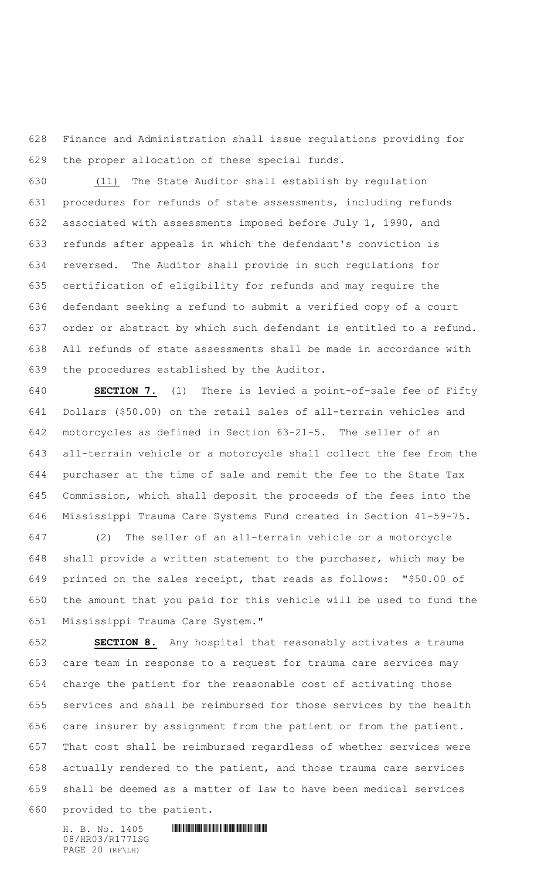Finance and Administration shall issue regulations providing for the proper allocation of these special funds.

(11) The State Auditor shall establish by regulation procedures for refunds of state assessments, including refunds associated with assessments imposed before July 1, 1990, and refunds after appeals in which the defendant's conviction is reversed. The Auditor shall provide in such regulations for certification of eligibility for refunds and may require the defendant seeking a refund to submit a verified copy of a court order or abstract by which such defendant is entitled to a refund. All refunds of state assessments shall be made in accordance with the procedures established by the Auditor.

**SECTION 7.** (1) There is levied a point-of-sale fee of Fifty Dollars ($50.00) on the retail sales of all-terrain vehicles and motorcycles as defined in Section 63-21-5. The seller of an all-terrain vehicle or a motorcycle shall collect the fee from the purchaser at the time of sale and remit the fee to the State Tax Commission, which shall deposit the proceeds of the fees into the Mississippi Trauma Care Systems Fund created in Section 41-59-75.

(2) The seller of an all-terrain vehicle or a motorcycle shall provide a written statement to the purchaser, which may be printed on the sales receipt, that reads as follows: "$50.00 of the amount that you paid for this vehicle will be used to fund the Mississippi Trauma Care System."

**SECTION 8.** Any hospital that reasonably activates a trauma care team in response to a request for trauma care services may charge the patient for the reasonable cost of activating those services and shall be reimbursed for those services by the health care insurer by assignment from the patient or from the patient. That cost shall be reimbursed regardless of whether services were actually rendered to the patient, and those trauma care services shall be deemed as a matter of law to have been medical services provided to the patient.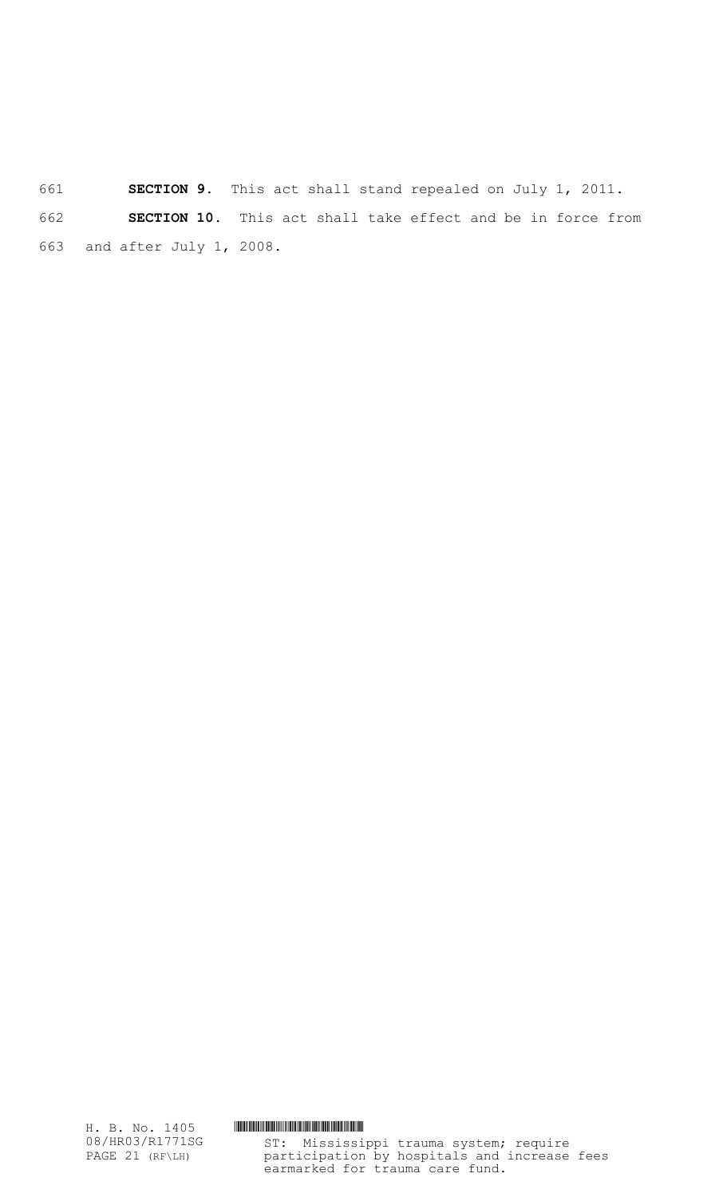**SECTION 9.** This act shall stand repealed on July 1, 2011.

**SECTION 10.** This act shall take effect and be in force from and after July 1, 2008.